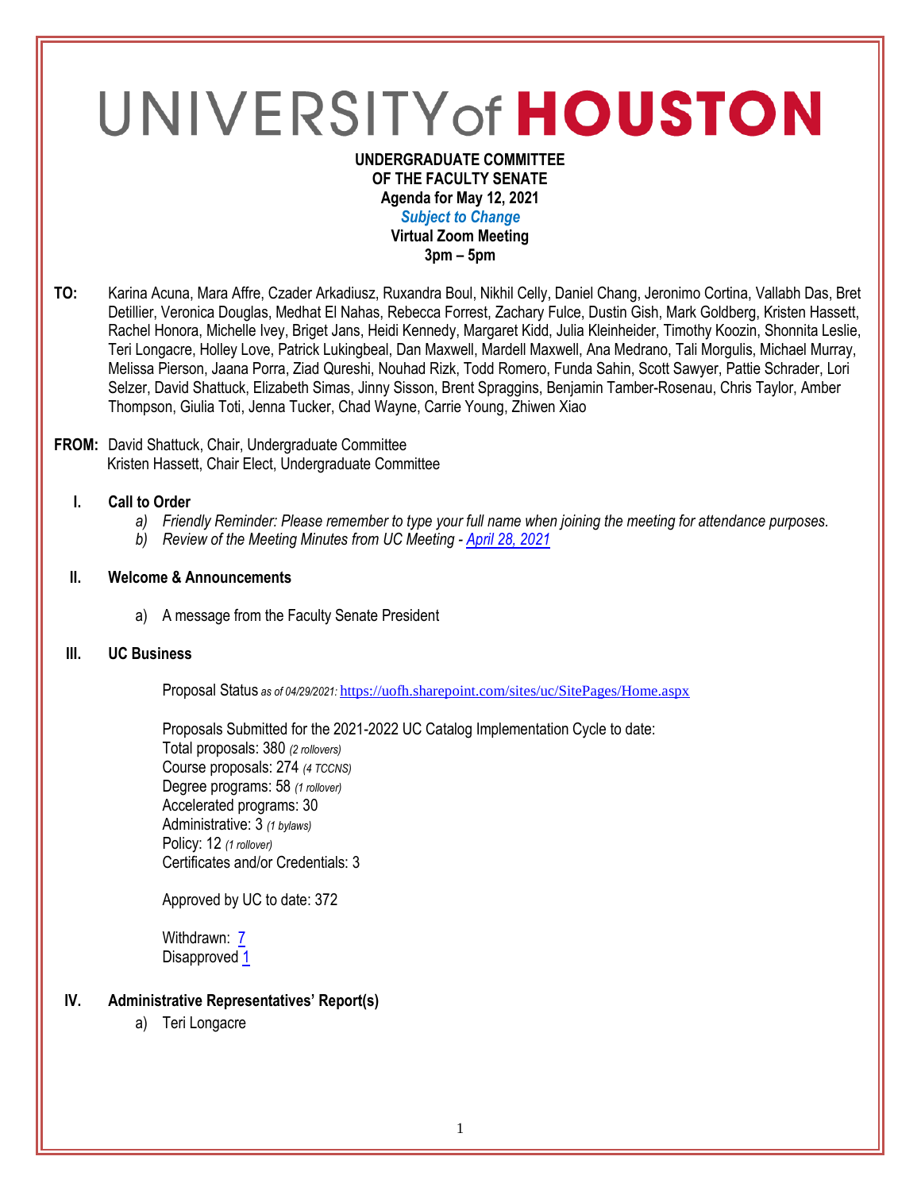# UNIVERSITY of HOUSTON

**UNDERGRADUATE COMMITTEE**
**OF THE FACULTY SENATE**
**Agenda for May 12, 2021**
***Subject to Change***
**Virtual Zoom Meeting**
**3pm – 5pm**

**TO:** Karina Acuna, Mara Affre, Czader Arkadiusz, Ruxandra Boul, Nikhil Celly, Daniel Chang, Jeronimo Cortina, Vallabh Das, Bret Detillier, Veronica Douglas, Medhat El Nahas, Rebecca Forrest, Zachary Fulce, Dustin Gish, Mark Goldberg, Kristen Hassett, Rachel Honora, Michelle Ivey, Briget Jans, Heidi Kennedy, Margaret Kidd, Julia Kleinheider, Timothy Koozin, Shonnita Leslie, Teri Longacre, Holley Love, Patrick Lukingbeal, Dan Maxwell, Mardell Maxwell, Ana Medrano, Tali Morgulis, Michael Murray, Melissa Pierson, Jaana Porra, Ziad Qureshi, Nouhad Rizk, Todd Romero, Funda Sahin, Scott Sawyer, Pattie Schrader, Lori Selzer, David Shattuck, Elizabeth Simas, Jinny Sisson, Brent Spraggins, Benjamin Tamber-Rosenau, Chris Taylor, Amber Thompson, Giulia Toti, Jenna Tucker, Chad Wayne, Carrie Young, Zhiwen Xiao

**FROM:** David Shattuck, Chair, Undergraduate Committee
Kristen Hassett, Chair Elect, Undergraduate Committee

## I. Call to Order

a) *Friendly Reminder: Please remember to type your full name when joining the meeting for attendance purposes.*
b) *Review of the Meeting Minutes from UC Meeting - April 28, 2021*

## II. Welcome & Announcements

a) A message from the Faculty Senate President

## III. UC Business

Proposal Status *as of 04/29/2021:* https://uofh.sharepoint.com/sites/uc/SitePages/Home.aspx

Proposals Submitted for the 2021-2022 UC Catalog Implementation Cycle to date:
Total proposals: 380 *(2 rollovers)*
Course proposals: 274 *(4 TCCNS)*
Degree programs: 58 *(1 rollover)*
Accelerated programs: 30
Administrative: 3 *(1 bylaws)*
Policy: 12 *(1 rollover)*
Certificates and/or Credentials: 3

Approved by UC to date: 372

Withdrawn: 7
Disapproved 1

## IV. Administrative Representatives' Report(s)

a) Teri Longacre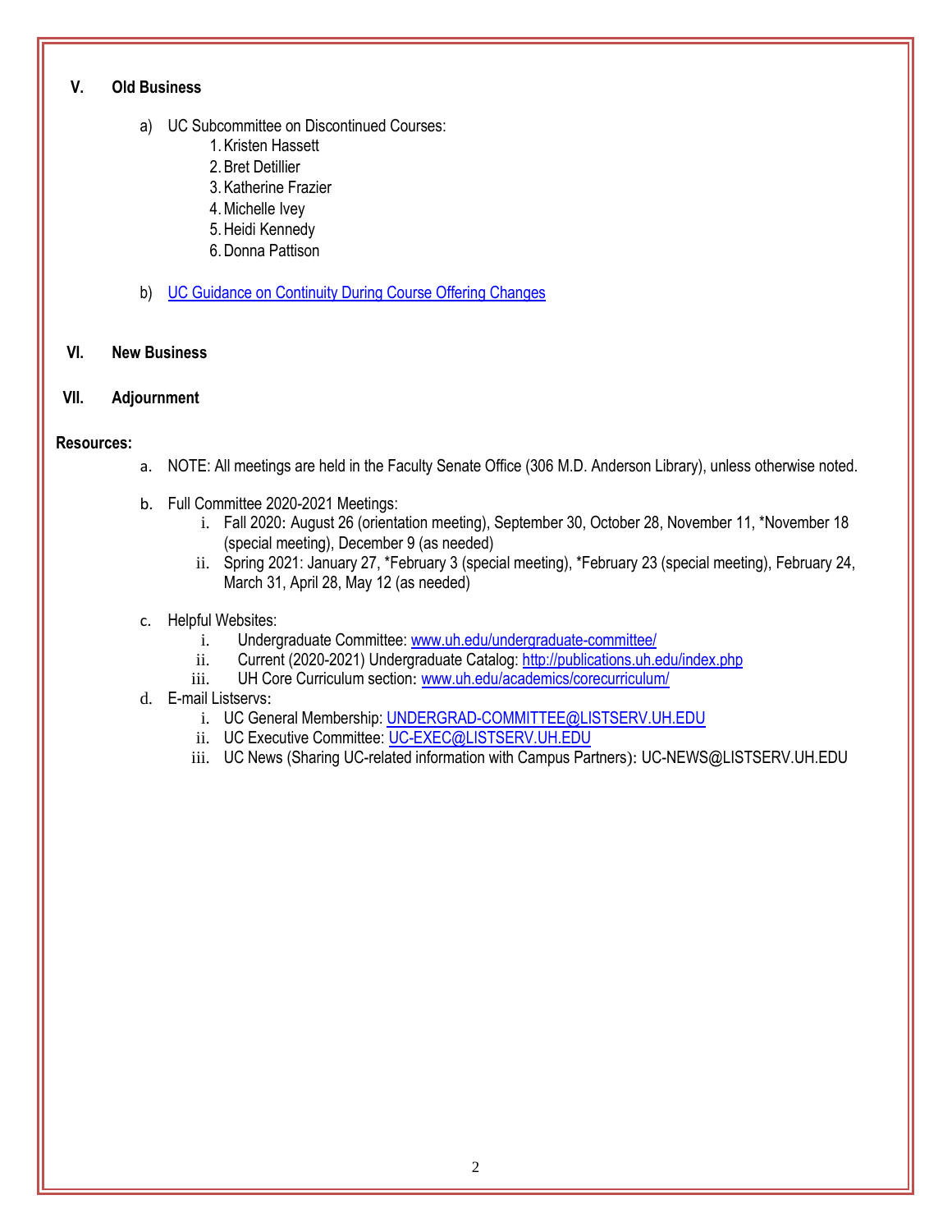## V. Old Business

a) UC Subcommittee on Discontinued Courses:
   1. Kristen Hassett
   2. Bret Detillier
   3. Katherine Frazier
   4. Michelle Ivey
   5. Heidi Kennedy
   6. Donna Pattison

b) UC Guidance on Continuity During Course Offering Changes

## VI. New Business

## VII. Adjournment

**Resources:**

a. NOTE: All meetings are held in the Faculty Senate Office (306 M.D. Anderson Library), unless otherwise noted.

b. Full Committee 2020-2021 Meetings:
   i. Fall 2020: August 26 (orientation meeting), September 30, October 28, November 11, *November 18 (special meeting), December 9 (as needed)
   ii. Spring 2021: January 27, *February 3 (special meeting), *February 23 (special meeting), February 24, March 31, April 28, May 12 (as needed)

c. Helpful Websites:
   i. Undergraduate Committee: www.uh.edu/undergraduate-committee/
   ii. Current (2020-2021) Undergraduate Catalog: http://publications.uh.edu/index.php
   iii. UH Core Curriculum section: www.uh.edu/academics/corecurriculum/

d. E-mail Listservs:
   i. UC General Membership: UNDERGRAD-COMMITTEE@LISTSERV.UH.EDU
   ii. UC Executive Committee: UC-EXEC@LISTSERV.UH.EDU
   iii. UC News (Sharing UC-related information with Campus Partners): UC-NEWS@LISTSERV.UH.EDU